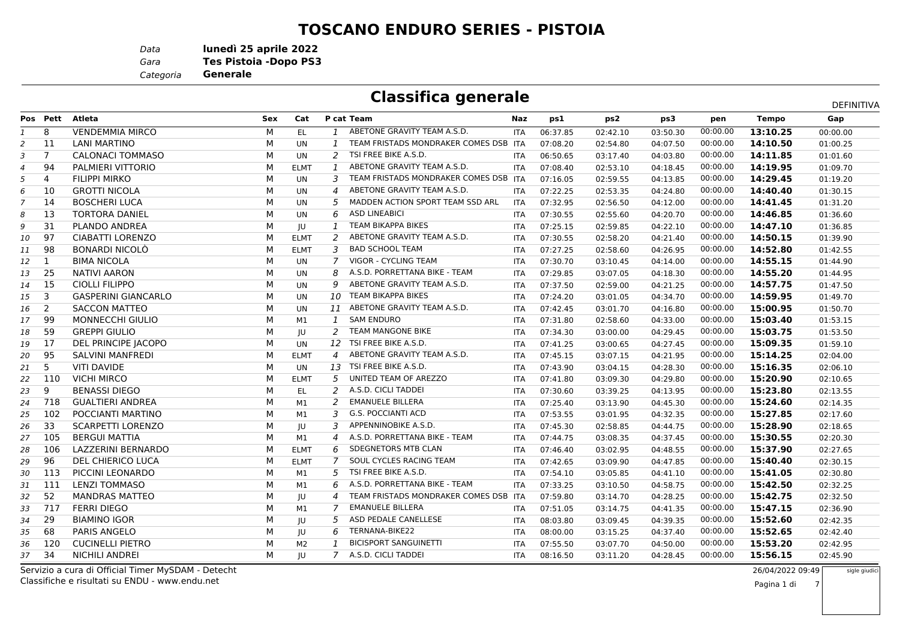# TOSCANO ENDURO SERIES - PISTOIA

*Data* **lunedì 25 aprile 2022**
*Gara* **Tes Pistoia -Dopo PS3**
*Categoria* **Generale**

## Classifica generale

DEFINITIVA

| Pos | Pett | Atleta | Sex | Cat | P cat | Team | Naz | ps1 | ps2 | ps3 | pen | Tempo | Gap |
|---|---|---|---|---|---|---|---|---|---|---|---|---|---|
| 1 | 8 | VENDEMMIA MIRCO | M | EL | 1 | ABETONE GRAVITY TEAM A.S.D. | ITA | 06:37.85 | 02:42.10 | 03:50.30 | 00:00.00 | **13:10.25** | 00:00.00 |
| 2 | 11 | LANI MARTINO | M | UN | 1 | TEAM FRISTADS MONDRAKER COMES DSB | ITA | 07:08.20 | 02:54.80 | 04:07.50 | 00:00.00 | **14:10.50** | 01:00.25 |
| 3 | 7 | CALONACI TOMMASO | M | UN | 2 | TSI FREE BIKE A.S.D. | ITA | 06:50.65 | 03:17.40 | 04:03.80 | 00:00.00 | **14:11.85** | 01:01.60 |
| 4 | 94 | PALMIERI VITTORIO | M | ELMT | 1 | ABETONE GRAVITY TEAM A.S.D. | ITA | 07:08.40 | 02:53.10 | 04:18.45 | 00:00.00 | **14:19.95** | 01:09.70 |
| 5 | 4 | FILIPPI MIRKO | M | UN | 3 | TEAM FRISTADS MONDRAKER COMES DSB | ITA | 07:16.05 | 02:59.55 | 04:13.85 | 00:00.00 | **14:29.45** | 01:19.20 |
| 6 | 10 | GROTTI NICOLA | M | UN | 4 | ABETONE GRAVITY TEAM A.S.D. | ITA | 07:22.25 | 02:53.35 | 04:24.80 | 00:00.00 | **14:40.40** | 01:30.15 |
| 7 | 14 | BOSCHERI LUCA | M | UN | 5 | MADDEN ACTION SPORT TEAM SSD ARL | ITA | 07:32.95 | 02:56.50 | 04:12.00 | 00:00.00 | **14:41.45** | 01:31.20 |
| 8 | 13 | TORTORA DANIEL | M | UN | 6 | ASD LINEABICI | ITA | 07:30.55 | 02:55.60 | 04:20.70 | 00:00.00 | **14:46.85** | 01:36.60 |
| 9 | 31 | PLANDO ANDREA | M | JU | 1 | TEAM BIKAPPA BIKES | ITA | 07:25.15 | 02:59.85 | 04:22.10 | 00:00.00 | **14:47.10** | 01:36.85 |
| 10 | 97 | CIABATTI LORENZO | M | ELMT | 2 | ABETONE GRAVITY TEAM A.S.D. | ITA | 07:30.55 | 02:58.20 | 04:21.40 | 00:00.00 | **14:50.15** | 01:39.90 |
| 11 | 98 | BONARDI NICOLÒ | M | ELMT | 3 | BAD SCHOOL TEAM | ITA | 07:27.25 | 02:58.60 | 04:26.95 | 00:00.00 | **14:52.80** | 01:42.55 |
| 12 | 1 | BIMA NICOLA | M | UN | 7 | VIGOR - CYCLING TEAM | ITA | 07:30.70 | 03:10.45 | 04:14.00 | 00:00.00 | **14:55.15** | 01:44.90 |
| 13 | 25 | NATIVI AARON | M | UN | 8 | A.S.D. PORRETTANA BIKE - TEAM | ITA | 07:29.85 | 03:07.05 | 04:18.30 | 00:00.00 | **14:55.20** | 01:44.95 |
| 14 | 15 | CIOLLI FILIPPO | M | UN | 9 | ABETONE GRAVITY TEAM A.S.D. | ITA | 07:37.50 | 02:59.00 | 04:21.25 | 00:00.00 | **14:57.75** | 01:47.50 |
| 15 | 3 | GASPERINI GIANCARLO | M | UN | 10 | TEAM BIKAPPA BIKES | ITA | 07:24.20 | 03:01.05 | 04:34.70 | 00:00.00 | **14:59.95** | 01:49.70 |
| 16 | 2 | SACCON MATTEO | M | UN | 11 | ABETONE GRAVITY TEAM A.S.D. | ITA | 07:42.45 | 03:01.70 | 04:16.80 | 00:00.00 | **15:00.95** | 01:50.70 |
| 17 | 99 | MONNECCHI GIULIO | M | M1 | 1 | SAM ENDURO | ITA | 07:31.80 | 02:58.60 | 04:33.00 | 00:00.00 | **15:03.40** | 01:53.15 |
| 18 | 59 | GREPPI GIULIO | M | JU | 2 | TEAM MANGONE BIKE | ITA | 07:34.30 | 03:00.00 | 04:29.45 | 00:00.00 | **15:03.75** | 01:53.50 |
| 19 | 17 | DEL PRINCIPE JACOPO | M | UN | 12 | TSI FREE BIKE A.S.D. | ITA | 07:41.25 | 03:00.65 | 04:27.45 | 00:00.00 | **15:09.35** | 01:59.10 |
| 20 | 95 | SALVINI MANFREDI | M | ELMT | 4 | ABETONE GRAVITY TEAM A.S.D. | ITA | 07:45.15 | 03:07.15 | 04:21.95 | 00:00.00 | **15:14.25** | 02:04.00 |
| 21 | 5 | VITI DAVIDE | M | UN | 13 | TSI FREE BIKE A.S.D. | ITA | 07:43.90 | 03:04.15 | 04:28.30 | 00:00.00 | **15:16.35** | 02:06.10 |
| 22 | 110 | VICHI MIRCO | M | ELMT | 5 | UNITED TEAM OF AREZZO | ITA | 07:41.80 | 03:09.30 | 04:29.80 | 00:00.00 | **15:20.90** | 02:10.65 |
| 23 | 9 | BENASSI DIEGO | M | EL | 2 | A.S.D. CICLI TADDEI | ITA | 07:30.60 | 03:39.25 | 04:13.95 | 00:00.00 | **15:23.80** | 02:13.55 |
| 24 | 718 | GUALTIERI ANDREA | M | M1 | 2 | EMANUELE BILLERA | ITA | 07:25.40 | 03:13.90 | 04:45.30 | 00:00.00 | **15:24.60** | 02:14.35 |
| 25 | 102 | POCCIANTI MARTINO | M | M1 | 3 | G.S. POCCIANTI ACD | ITA | 07:53.55 | 03:01.95 | 04:32.35 | 00:00.00 | **15:27.85** | 02:17.60 |
| 26 | 33 | SCARPETTI LORENZO | M | JU | 3 | APPENNINOBIKE A.S.D. | ITA | 07:45.30 | 02:58.80 | 04:44.75 | 00:00.00 | **15:28.90** | 02:18.65 |
| 27 | 105 | BERGUI MATTIA | M | M1 | 4 | A.S.D. PORRETTANA BIKE - TEAM | ITA | 07:44.75 | 03:08.35 | 04:37.45 | 00:00.00 | **15:30.55** | 02:20.30 |
| 28 | 106 | LAZZERINI BERNARDO | M | ELMT | 6 | SDEGNETORS MTB CLAN | ITA | 07:46.40 | 03:02.95 | 04:48.55 | 00:00.00 | **15:37.90** | 02:27.65 |
| 29 | 96 | DEL CHIERICO LUCA | M | ELMT | 7 | SOUL CYCLES RACING TEAM | ITA | 07:42.65 | 03:09.90 | 04:47.85 | 00:00.00 | **15:40.40** | 02:30.15 |
| 30 | 113 | PICCINI LEONARDO | M | M1 | 5 | TSI FREE BIKE A.S.D. | ITA | 07:54.10 | 03:05.85 | 04:41.10 | 00:00.00 | **15:41.05** | 02:30.80 |
| 31 | 111 | LENZI TOMMASO | M | M1 | 6 | A.S.D. PORRETTANA BIKE - TEAM | ITA | 07:33.25 | 03:10.50 | 04:58.75 | 00:00.00 | **15:42.50** | 02:32.25 |
| 32 | 52 | MANDRAS MATTEO | M | JU | 4 | TEAM FRISTADS MONDRAKER COMES DSB | ITA | 07:59.80 | 03:14.70 | 04:28.25 | 00:00.00 | **15:42.75** | 02:32.50 |
| 33 | 717 | FERRI DIEGO | M | M1 | 7 | EMANUELE BILLERA | ITA | 07:51.05 | 03:14.75 | 04:41.35 | 00:00.00 | **15:47.15** | 02:36.90 |
| 34 | 29 | BIAMINO IGOR | M | JU | 5 | ASD PEDALE CANELLESE | ITA | 08:03.80 | 03:09.45 | 04:39.35 | 00:00.00 | **15:52.60** | 02:42.35 |
| 35 | 68 | PARIS ANGELO | M | JU | 6 | TERNANA-BIKE22 | ITA | 08:00.00 | 03:15.25 | 04:37.40 | 00:00.00 | **15:52.65** | 02:42.40 |
| 36 | 120 | CUCINELLI PIETRO | M | M2 | 1 | BICISPORT SANGUINETTI | ITA | 07:55.50 | 03:07.70 | 04:50.00 | 00:00.00 | **15:53.20** | 02:42.95 |
| 37 | 34 | NICHILI ANDREI | M | JU | 7 | A.S.D. CICLI TADDEI | ITA | 08:16.50 | 03:11.20 | 04:28.45 | 00:00.00 | **15:56.15** | 02:45.90 |

Servizio a cura di Official Timer MySDAM - Detecht
Classifiche e risultati su ENDU - www.endu.net

26/04/2022 09:49

sigle giudici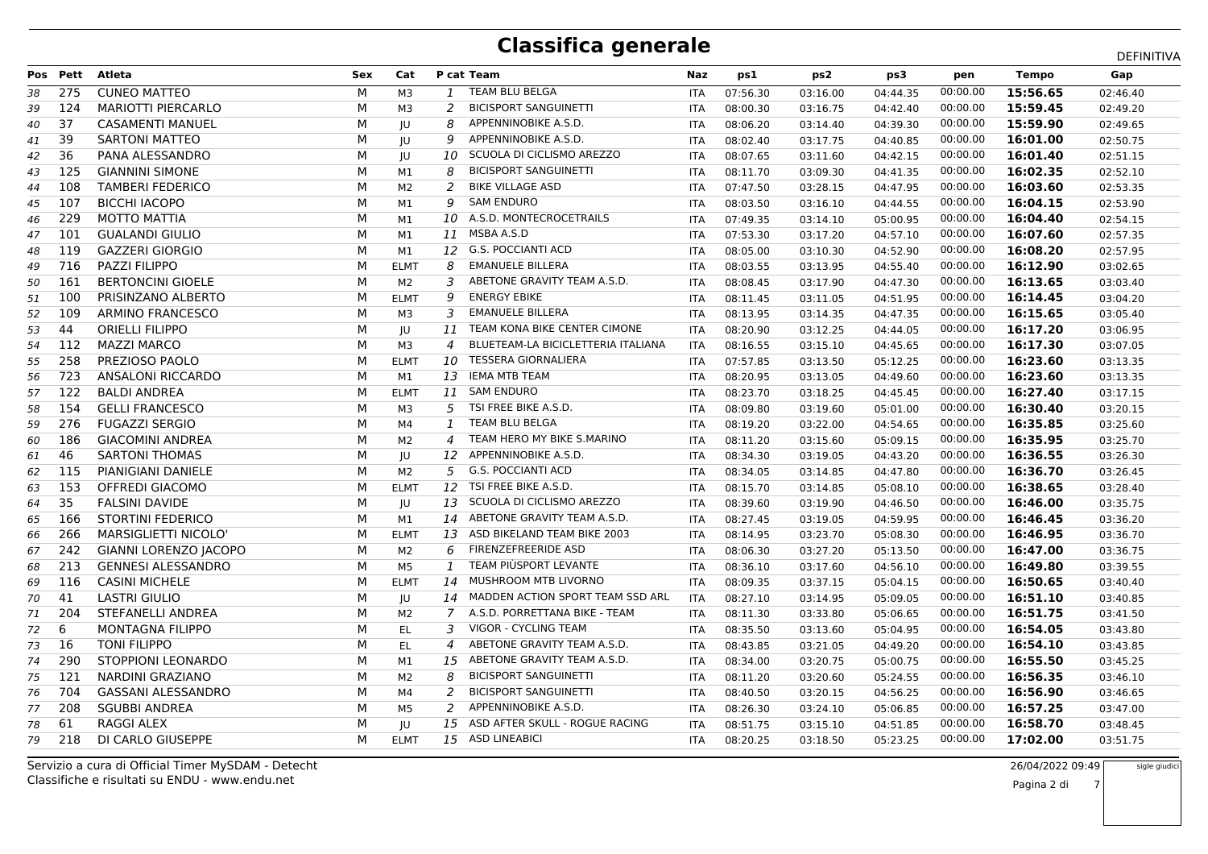# Classifica generale

DEFINITIVA

| Pos | Pett | Atleta | Sex | Cat | P cat | Team | Naz | ps1 | ps2 | ps3 | pen | Tempo | Gap |
|---|---|---|---|---|---|---|---|---|---|---|---|---|---|
| 38 | 275 | CUNEO MATTEO | M | M3 | 1 | TEAM BLU BELGA | ITA | 07:56.30 | 03:16.00 | 04:44.35 | 00:00.00 | **15:56.65** | 02:46.40 |
| 39 | 124 | MARIOTTI PIERCARLO | M | M3 | 2 | BICISPORT SANGUINETTI | ITA | 08:00.30 | 03:16.75 | 04:42.40 | 00:00.00 | **15:59.45** | 02:49.20 |
| 40 | 37 | CASAMENTI MANUEL | M | JU | 8 | APPENNINOBIKE A.S.D. | ITA | 08:06.20 | 03:14.40 | 04:39.30 | 00:00.00 | **15:59.90** | 02:49.65 |
| 41 | 39 | SARTONI MATTEO | M | JU | 9 | APPENNINOBIKE A.S.D. | ITA | 08:02.40 | 03:17.75 | 04:40.85 | 00:00.00 | **16:01.00** | 02:50.75 |
| 42 | 36 | PANA ALESSANDRO | M | JU | 10 | SCUOLA DI CICLISMO AREZZO | ITA | 08:07.65 | 03:11.60 | 04:42.15 | 00:00.00 | **16:01.40** | 02:51.15 |
| 43 | 125 | GIANNINI SIMONE | M | M1 | 8 | BICISPORT SANGUINETTI | ITA | 08:11.70 | 03:09.30 | 04:41.35 | 00:00.00 | **16:02.35** | 02:52.10 |
| 44 | 108 | TAMBERI FEDERICO | M | M2 | 2 | BIKE VILLAGE ASD | ITA | 07:47.50 | 03:28.15 | 04:47.95 | 00:00.00 | **16:03.60** | 02:53.35 |
| 45 | 107 | BICCHI IACOPO | M | M1 | 9 | SAM ENDURO | ITA | 08:03.50 | 03:16.10 | 04:44.55 | 00:00.00 | **16:04.15** | 02:53.90 |
| 46 | 229 | MOTTO MATTIA | M | M1 | 10 | A.S.D. MONTECROCETRAILS | ITA | 07:49.35 | 03:14.10 | 05:00.95 | 00:00.00 | **16:04.40** | 02:54.15 |
| 47 | 101 | GUALANDI GIULIO | M | M1 | 11 | MSBA A.S.D | ITA | 07:53.30 | 03:17.20 | 04:57.10 | 00:00.00 | **16:07.60** | 02:57.35 |
| 48 | 119 | GAZZERI GIORGIO | M | M1 | 12 | G.S. POCCIANTI ACD | ITA | 08:05.00 | 03:10.30 | 04:52.90 | 00:00.00 | **16:08.20** | 02:57.95 |
| 49 | 716 | PAZZI FILIPPO | M | ELMT | 8 | EMANUELE BILLERA | ITA | 08:03.55 | 03:13.95 | 04:55.40 | 00:00.00 | **16:12.90** | 03:02.65 |
| 50 | 161 | BERTONCINI GIOELE | M | M2 | 3 | ABETONE GRAVITY TEAM A.S.D. | ITA | 08:08.45 | 03:17.90 | 04:47.30 | 00:00.00 | **16:13.65** | 03:03.40 |
| 51 | 100 | PRISINZANO ALBERTO | M | ELMT | 9 | ENERGY EBIKE | ITA | 08:11.45 | 03:11.05 | 04:51.95 | 00:00.00 | **16:14.45** | 03:04.20 |
| 52 | 109 | ARMINO FRANCESCO | M | M3 | 3 | EMANUELE BILLERA | ITA | 08:13.95 | 03:14.35 | 04:47.35 | 00:00.00 | **16:15.65** | 03:05.40 |
| 53 | 44 | ORIELLI FILIPPO | M | JU | 11 | TEAM KONA BIKE CENTER CIMONE | ITA | 08:20.90 | 03:12.25 | 04:44.05 | 00:00.00 | **16:17.20** | 03:06.95 |
| 54 | 112 | MAZZI MARCO | M | M3 | 4 | BLUETEAM-LA BICICLETTERIA ITALIANA | ITA | 08:16.55 | 03:15.10 | 04:45.65 | 00:00.00 | **16:17.30** | 03:07.05 |
| 55 | 258 | PREZIOSO PAOLO | M | ELMT | 10 | TESSERA GIORNALIERA | ITA | 07:57.85 | 03:13.50 | 05:12.25 | 00:00.00 | **16:23.60** | 03:13.35 |
| 56 | 723 | ANSALONI RICCARDO | M | M1 | 13 | IEMA MTB TEAM | ITA | 08:20.95 | 03:13.05 | 04:49.60 | 00:00.00 | **16:23.60** | 03:13.35 |
| 57 | 122 | BALDI ANDREA | M | ELMT | 11 | SAM ENDURO | ITA | 08:23.70 | 03:18.25 | 04:45.45 | 00:00.00 | **16:27.40** | 03:17.15 |
| 58 | 154 | GELLI FRANCESCO | M | M3 | 5 | TSI FREE BIKE A.S.D. | ITA | 08:09.80 | 03:19.60 | 05:01.00 | 00:00.00 | **16:30.40** | 03:20.15 |
| 59 | 276 | FUGAZZI SERGIO | M | M4 | 1 | TEAM BLU BELGA | ITA | 08:19.20 | 03:22.00 | 04:54.65 | 00:00.00 | **16:35.85** | 03:25.60 |
| 60 | 186 | GIACOMINI ANDREA | M | M2 | 4 | TEAM HERO MY BIKE S.MARINO | ITA | 08:11.20 | 03:15.60 | 05:09.15 | 00:00.00 | **16:35.95** | 03:25.70 |
| 61 | 46 | SARTONI THOMAS | M | JU | 12 | APPENNINOBIKE A.S.D. | ITA | 08:34.30 | 03:19.05 | 04:43.20 | 00:00.00 | **16:36.55** | 03:26.30 |
| 62 | 115 | PIANIGIANI DANIELE | M | M2 | 5 | G.S. POCCIANTI ACD | ITA | 08:34.05 | 03:14.85 | 04:47.80 | 00:00.00 | **16:36.70** | 03:26.45 |
| 63 | 153 | OFFREDI GIACOMO | M | ELMT | 12 | TSI FREE BIKE A.S.D. | ITA | 08:15.70 | 03:14.85 | 05:08.10 | 00:00.00 | **16:38.65** | 03:28.40 |
| 64 | 35 | FALSINI DAVIDE | M | JU | 13 | SCUOLA DI CICLISMO AREZZO | ITA | 08:39.60 | 03:19.90 | 04:46.50 | 00:00.00 | **16:46.00** | 03:35.75 |
| 65 | 166 | STORTINI FEDERICO | M | M1 | 14 | ABETONE GRAVITY TEAM A.S.D. | ITA | 08:27.45 | 03:19.05 | 04:59.95 | 00:00.00 | **16:46.45** | 03:36.20 |
| 66 | 266 | MARSIGLIETTI NICOLO' | M | ELMT | 13 | ASD BIKELAND TEAM BIKE 2003 | ITA | 08:14.95 | 03:23.70 | 05:08.30 | 00:00.00 | **16:46.95** | 03:36.70 |
| 67 | 242 | GIANNI LORENZO JACOPO | M | M2 | 6 | FIRENZEFREERIDE ASD | ITA | 08:06.30 | 03:27.20 | 05:13.50 | 00:00.00 | **16:47.00** | 03:36.75 |
| 68 | 213 | GENNESI ALESSANDRO | M | M5 | 1 | TEAM PIÙSPORT LEVANTE | ITA | 08:36.10 | 03:17.60 | 04:56.10 | 00:00.00 | **16:49.80** | 03:39.55 |
| 69 | 116 | CASINI MICHELE | M | ELMT | 14 | MUSHROOM MTB LIVORNO | ITA | 08:09.35 | 03:37.15 | 05:04.15 | 00:00.00 | **16:50.65** | 03:40.40 |
| 70 | 41 | LASTRI GIULIO | M | JU | 14 | MADDEN ACTION SPORT TEAM SSD ARL | ITA | 08:27.10 | 03:14.95 | 05:09.05 | 00:00.00 | **16:51.10** | 03:40.85 |
| 71 | 204 | STEFANELLI ANDREA | M | M2 | 7 | A.S.D. PORRETTANA BIKE - TEAM | ITA | 08:11.30 | 03:33.80 | 05:06.65 | 00:00.00 | **16:51.75** | 03:41.50 |
| 72 | 6 | MONTAGNA FILIPPO | M | EL | 3 | VIGOR - CYCLING TEAM | ITA | 08:35.50 | 03:13.60 | 05:04.95 | 00:00.00 | **16:54.05** | 03:43.80 |
| 73 | 16 | TONI FILIPPO | M | EL | 4 | ABETONE GRAVITY TEAM A.S.D. | ITA | 08:43.85 | 03:21.05 | 04:49.20 | 00:00.00 | **16:54.10** | 03:43.85 |
| 74 | 290 | STOPPIONI LEONARDO | M | M1 | 15 | ABETONE GRAVITY TEAM A.S.D. | ITA | 08:34.00 | 03:20.75 | 05:00.75 | 00:00.00 | **16:55.50** | 03:45.25 |
| 75 | 121 | NARDINI GRAZIANO | M | M2 | 8 | BICISPORT SANGUINETTI | ITA | 08:11.20 | 03:20.60 | 05:24.55 | 00:00.00 | **16:56.35** | 03:46.10 |
| 76 | 704 | GASSANI ALESSANDRO | M | M4 | 2 | BICISPORT SANGUINETTI | ITA | 08:40.50 | 03:20.15 | 04:56.25 | 00:00.00 | **16:56.90** | 03:46.65 |
| 77 | 208 | SGUBBI ANDREA | M | M5 | 2 | APPENNINOBIKE A.S.D. | ITA | 08:26.30 | 03:24.10 | 05:06.85 | 00:00.00 | **16:57.25** | 03:47.00 |
| 78 | 61 | RAGGI ALEX | M | JU | 15 | ASD AFTER SKULL - ROGUE RACING | ITA | 08:51.75 | 03:15.10 | 04:51.85 | 00:00.00 | **16:58.70** | 03:48.45 |
| 79 | 218 | DI CARLO GIUSEPPE | M | ELMT | 15 | ASD LINEABICI | ITA | 08:20.25 | 03:18.50 | 05:23.25 | 00:00.00 | **17:02.00** | 03:51.75 |

Servizio a cura di Official Timer MySDAM - Detecht
Classifiche e risultati su ENDU - www.endu.net

26/04/2022 09:49

sigle giudici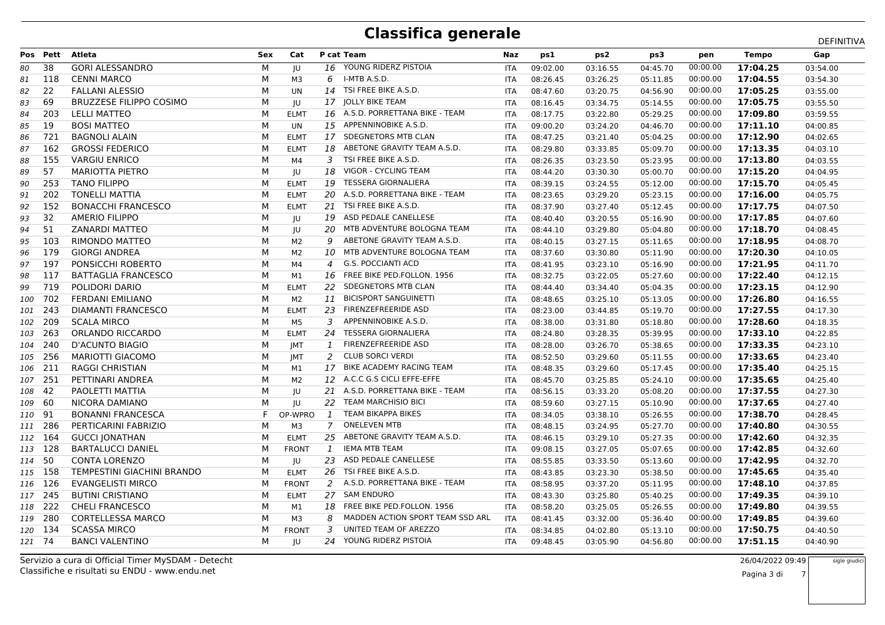# Classifica generale

DEFINITIVA

| Pos | Pett | Atleta | Sex | Cat | P cat | Team | Naz | ps1 | ps2 | ps3 | pen | Tempo | Gap |
|---|---|---|---|---|---|---|---|---|---|---|---|---|---|
| 80 | 38 | GORI ALESSANDRO | M | JU | 16 | YOUNG RIDERZ PISTOIA | ITA | 09:02.00 | 03:16.55 | 04:45.70 | 00:00.00 | **17:04.25** | 03:54.00 |
| 81 | 118 | CENNI MARCO | M | M3 | 6 | I-MTB A.S.D. | ITA | 08:26.45 | 03:26.25 | 05:11.85 | 00:00.00 | **17:04.55** | 03:54.30 |
| 82 | 22 | FALLANI ALESSIO | M | UN | 14 | TSI FREE BIKE A.S.D. | ITA | 08:47.60 | 03:20.75 | 04:56.90 | 00:00.00 | **17:05.25** | 03:55.00 |
| 83 | 69 | BRUZZESE FILIPPO COSIMO | M | JU | 17 | JOLLY BIKE TEAM | ITA | 08:16.45 | 03:34.75 | 05:14.55 | 00:00.00 | **17:05.75** | 03:55.50 |
| 84 | 203 | LELLI MATTEO | M | ELMT | 16 | A.S.D. PORRETTANA BIKE - TEAM | ITA | 08:17.75 | 03:22.80 | 05:29.25 | 00:00.00 | **17:09.80** | 03:59.55 |
| 85 | 19 | BOSI MATTEO | M | UN | 15 | APPENNINOBIKE A.S.D. | ITA | 09:00.20 | 03:24.20 | 04:46.70 | 00:00.00 | **17:11.10** | 04:00.85 |
| 86 | 721 | BAGNOLI ALAIN | M | ELMT | 17 | SDEGNETORS MTB CLAN | ITA | 08:47.25 | 03:21.40 | 05:04.25 | 00:00.00 | **17:12.90** | 04:02.65 |
| 87 | 162 | GROSSI FEDERICO | M | ELMT | 18 | ABETONE GRAVITY TEAM A.S.D. | ITA | 08:29.80 | 03:33.85 | 05:09.70 | 00:00.00 | **17:13.35** | 04:03.10 |
| 88 | 155 | VARGIU ENRICO | M | M4 | 3 | TSI FREE BIKE A.S.D. | ITA | 08:26.35 | 03:23.50 | 05:23.95 | 00:00.00 | **17:13.80** | 04:03.55 |
| 89 | 57 | MARIOTTA PIETRO | M | JU | 18 | VIGOR - CYCLING TEAM | ITA | 08:44.20 | 03:30.30 | 05:00.70 | 00:00.00 | **17:15.20** | 04:04.95 |
| 90 | 253 | TANO FILIPPO | M | ELMT | 19 | TESSERA GIORNALIERA | ITA | 08:39.15 | 03:24.55 | 05:12.00 | 00:00.00 | **17:15.70** | 04:05.45 |
| 91 | 202 | TONELLI MATTIA | M | ELMT | 20 | A.S.D. PORRETTANA BIKE - TEAM | ITA | 08:23.65 | 03:29.20 | 05:23.15 | 00:00.00 | **17:16.00** | 04:05.75 |
| 92 | 152 | BONACCHI FRANCESCO | M | ELMT | 21 | TSI FREE BIKE A.S.D. | ITA | 08:37.90 | 03:27.40 | 05:12.45 | 00:00.00 | **17:17.75** | 04:07.50 |
| 93 | 32 | AMERIO FILIPPO | M | JU | 19 | ASD PEDALE CANELLESE | ITA | 08:40.40 | 03:20.55 | 05:16.90 | 00:00.00 | **17:17.85** | 04:07.60 |
| 94 | 51 | ZANARDI MATTEO | M | JU | 20 | MTB ADVENTURE BOLOGNA TEAM | ITA | 08:44.10 | 03:29.80 | 05:04.80 | 00:00.00 | **17:18.70** | 04:08.45 |
| 95 | 103 | RIMONDO MATTEO | M | M2 | 9 | ABETONE GRAVITY TEAM A.S.D. | ITA | 08:40.15 | 03:27.15 | 05:11.65 | 00:00.00 | **17:18.95** | 04:08.70 |
| 96 | 179 | GIORGI ANDREA | M | M2 | 10 | MTB ADVENTURE BOLOGNA TEAM | ITA | 08:37.60 | 03:30.80 | 05:11.90 | 00:00.00 | **17:20.30** | 04:10.05 |
| 97 | 197 | PONSICCHI ROBERTO | M | M4 | 4 | G.S. POCCIANTI ACD | ITA | 08:41.95 | 03:23.10 | 05:16.90 | 00:00.00 | **17:21.95** | 04:11.70 |
| 98 | 117 | BATTAGLIA FRANCESCO | M | M1 | 16 | FREE BIKE PED.FOLLON. 1956 | ITA | 08:32.75 | 03:22.05 | 05:27.60 | 00:00.00 | **17:22.40** | 04:12.15 |
| 99 | 719 | POLIDORI DARIO | M | ELMT | 22 | SDEGNETORS MTB CLAN | ITA | 08:44.40 | 03:34.40 | 05:04.35 | 00:00.00 | **17:23.15** | 04:12.90 |
| 100 | 702 | FERDANI EMILIANO | M | M2 | 11 | BICISPORT SANGUINETTI | ITA | 08:48.65 | 03:25.10 | 05:13.05 | 00:00.00 | **17:26.80** | 04:16.55 |
| 101 | 243 | DIAMANTI FRANCESCO | M | ELMT | 23 | FIRENZEFREERIDE ASD | ITA | 08:23.00 | 03:44.85 | 05:19.70 | 00:00.00 | **17:27.55** | 04:17.30 |
| 102 | 209 | SCALA MIRCO | M | M5 | 3 | APPENNINOBIKE A.S.D. | ITA | 08:38.00 | 03:31.80 | 05:18.80 | 00:00.00 | **17:28.60** | 04:18.35 |
| 103 | 263 | ORLANDO RICCARDO | M | ELMT | 24 | TESSERA GIORNALIERA | ITA | 08:24.80 | 03:28.35 | 05:39.95 | 00:00.00 | **17:33.10** | 04:22.85 |
| 104 | 240 | D'ACUNTO BIAGIO | M | JMT | 1 | FIRENZEFREERIDE ASD | ITA | 08:28.00 | 03:26.70 | 05:38.65 | 00:00.00 | **17:33.35** | 04:23.10 |
| 105 | 256 | MARIOTTI GIACOMO | M | JMT | 2 | CLUB SORCI VERDI | ITA | 08:52.50 | 03:29.60 | 05:11.55 | 00:00.00 | **17:33.65** | 04:23.40 |
| 106 | 211 | RAGGI CHRISTIAN | M | M1 | 17 | BIKE ACADEMY RACING TEAM | ITA | 08:48.35 | 03:29.60 | 05:17.45 | 00:00.00 | **17:35.40** | 04:25.15 |
| 107 | 251 | PETTINARI ANDREA | M | M2 | 12 | A.C.C G.S CICLI EFFE-EFFE | ITA | 08:45.70 | 03:25.85 | 05:24.10 | 00:00.00 | **17:35.65** | 04:25.40 |
| 108 | 42 | PAOLETTI MATTIA | M | JU | 21 | A.S.D. PORRETTANA BIKE - TEAM | ITA | 08:56.15 | 03:33.20 | 05:08.20 | 00:00.00 | **17:37.55** | 04:27.30 |
| 109 | 60 | NICORA DAMIANO | M | JU | 22 | TEAM MARCHISIO BICI | ITA | 08:59.60 | 03:27.15 | 05:10.90 | 00:00.00 | **17:37.65** | 04:27.40 |
| 110 | 91 | BONANNI FRANCESCA | F | OP-WPRO | 1 | TEAM BIKAPPA BIKES | ITA | 08:34.05 | 03:38.10 | 05:26.55 | 00:00.00 | **17:38.70** | 04:28.45 |
| 111 | 286 | PERTICARINI FABRIZIO | M | M3 | 7 | ONELEVEN MTB | ITA | 08:48.15 | 03:24.95 | 05:27.70 | 00:00.00 | **17:40.80** | 04:30.55 |
| 112 | 164 | GUCCI JONATHAN | M | ELMT | 25 | ABETONE GRAVITY TEAM A.S.D. | ITA | 08:46.15 | 03:29.10 | 05:27.35 | 00:00.00 | **17:42.60** | 04:32.35 |
| 113 | 128 | BARTALUCCI DANIEL | M | FRONT | 1 | IEMA MTB TEAM | ITA | 09:08.15 | 03:27.05 | 05:07.65 | 00:00.00 | **17:42.85** | 04:32.60 |
| 114 | 50 | CONTA LORENZO | M | JU | 23 | ASD PEDALE CANELLESE | ITA | 08:55.85 | 03:33.50 | 05:13.60 | 00:00.00 | **17:42.95** | 04:32.70 |
| 115 | 158 | TEMPESTINI GIACHINI BRANDO | M | ELMT | 26 | TSI FREE BIKE A.S.D. | ITA | 08:43.85 | 03:23.30 | 05:38.50 | 00:00.00 | **17:45.65** | 04:35.40 |
| 116 | 126 | EVANGELISTI MIRCO | M | FRONT | 2 | A.S.D. PORRETTANA BIKE - TEAM | ITA | 08:58.95 | 03:37.20 | 05:11.95 | 00:00.00 | **17:48.10** | 04:37.85 |
| 117 | 245 | BUTINI CRISTIANO | M | ELMT | 27 | SAM ENDURO | ITA | 08:43.30 | 03:25.80 | 05:40.25 | 00:00.00 | **17:49.35** | 04:39.10 |
| 118 | 222 | CHELI FRANCESCO | M | M1 | 18 | FREE BIKE PED.FOLLON. 1956 | ITA | 08:58.20 | 03:25.05 | 05:26.55 | 00:00.00 | **17:49.80** | 04:39.55 |
| 119 | 280 | CORTELLESSA MARCO | M | M3 | 8 | MADDEN ACTION SPORT TEAM SSD ARL | ITA | 08:41.45 | 03:32.00 | 05:36.40 | 00:00.00 | **17:49.85** | 04:39.60 |
| 120 | 134 | SCASSA MIRCO | M | FRONT | 3 | UNITED TEAM OF AREZZO | ITA | 08:34.85 | 04:02.80 | 05:13.10 | 00:00.00 | **17:50.75** | 04:40.50 |
| 121 | 74 | BANCI VALENTINO | M | JU | 24 | YOUNG RIDERZ PISTOIA | ITA | 09:48.45 | 03:05.90 | 04:56.80 | 00:00.00 | **17:51.15** | 04:40.90 |

Servizio a cura di Official Timer MySDAM - Detecht
Classifiche e risultati su ENDU - www.endu.net

26/04/2022 09:49

sigle giudici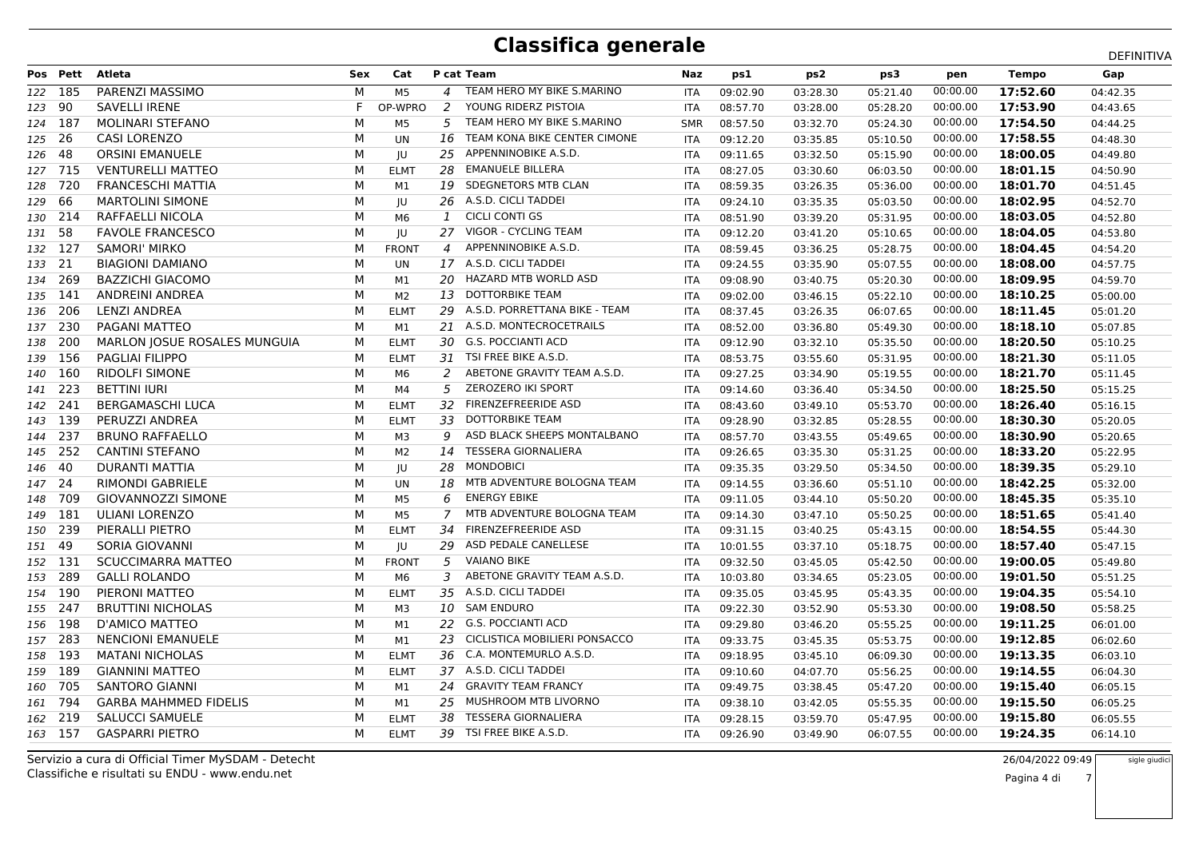# Classifica generale

DEFINITIVA

| Pos | Pett | Atleta | Sex | Cat | P cat | Team | Naz | ps1 | ps2 | ps3 | pen | Tempo | Gap |
|---|---|---|---|---|---|---|---|---|---|---|---|---|---|
| 122 | 185 | PARENZI MASSIMO | M | M5 | 4 | TEAM HERO MY BIKE S.MARINO | ITA | 09:02.90 | 03:28.30 | 05:21.40 | 00:00.00 | **17:52.60** | 04:42.35 |
| 123 | 90 | SAVELLI IRENE | F | OP-WPRO | 2 | YOUNG RIDERZ PISTOIA | ITA | 08:57.70 | 03:28.00 | 05:28.20 | 00:00.00 | **17:53.90** | 04:43.65 |
| 124 | 187 | MOLINARI STEFANO | M | M5 | 5 | TEAM HERO MY BIKE S.MARINO | SMR | 08:57.50 | 03:32.70 | 05:24.30 | 00:00.00 | **17:54.50** | 04:44.25 |
| 125 | 26 | CASI LORENZO | M | UN | 16 | TEAM KONA BIKE CENTER CIMONE | ITA | 09:12.20 | 03:35.85 | 05:10.50 | 00:00.00 | **17:58.55** | 04:48.30 |
| 126 | 48 | ORSINI EMANUELE | M | JU | 25 | APPENNINOBIKE A.S.D. | ITA | 09:11.65 | 03:32.50 | 05:15.90 | 00:00.00 | **18:00.05** | 04:49.80 |
| 127 | 715 | VENTURELLI MATTEO | M | ELMT | 28 | EMANUELE BILLERA | ITA | 08:27.05 | 03:30.60 | 06:03.50 | 00:00.00 | **18:01.15** | 04:50.90 |
| 128 | 720 | FRANCESCHI MATTIA | M | M1 | 19 | SDEGNETORS MTB CLAN | ITA | 08:59.35 | 03:26.35 | 05:36.00 | 00:00.00 | **18:01.70** | 04:51.45 |
| 129 | 66 | MARTOLINI SIMONE | M | JU | 26 | A.S.D. CICLI TADDEI | ITA | 09:24.10 | 03:35.35 | 05:03.50 | 00:00.00 | **18:02.95** | 04:52.70 |
| 130 | 214 | RAFFAELLI NICOLA | M | M6 | 1 | CICLI CONTI GS | ITA | 08:51.90 | 03:39.20 | 05:31.95 | 00:00.00 | **18:03.05** | 04:52.80 |
| 131 | 58 | FAVOLE FRANCESCO | M | JU | 27 | VIGOR - CYCLING TEAM | ITA | 09:12.20 | 03:41.20 | 05:10.65 | 00:00.00 | **18:04.05** | 04:53.80 |
| 132 | 127 | SAMORI' MIRKO | M | FRONT | 4 | APPENNINOBIKE A.S.D. | ITA | 08:59.45 | 03:36.25 | 05:28.75 | 00:00.00 | **18:04.45** | 04:54.20 |
| 133 | 21 | BIAGIONI DAMIANO | M | UN | 17 | A.S.D. CICLI TADDEI | ITA | 09:24.55 | 03:35.90 | 05:07.55 | 00:00.00 | **18:08.00** | 04:57.75 |
| 134 | 269 | BAZZICHI GIACOMO | M | M1 | 20 | HAZARD MTB WORLD ASD | ITA | 09:08.90 | 03:40.75 | 05:20.30 | 00:00.00 | **18:09.95** | 04:59.70 |
| 135 | 141 | ANDREINI ANDREA | M | M2 | 13 | DOTTORBIKE TEAM | ITA | 09:02.00 | 03:46.15 | 05:22.10 | 00:00.00 | **18:10.25** | 05:00.00 |
| 136 | 206 | LENZI ANDREA | M | ELMT | 29 | A.S.D. PORRETTANA BIKE - TEAM | ITA | 08:37.45 | 03:26.35 | 06:07.65 | 00:00.00 | **18:11.45** | 05:01.20 |
| 137 | 230 | PAGANI MATTEO | M | M1 | 21 | A.S.D. MONTECROCETRAILS | ITA | 08:52.00 | 03:36.80 | 05:49.30 | 00:00.00 | **18:18.10** | 05:07.85 |
| 138 | 200 | MARLON JOSUE ROSALES MUNGUIA | M | ELMT | 30 | G.S. POCCIANTI ACD | ITA | 09:12.90 | 03:32.10 | 05:35.50 | 00:00.00 | **18:20.50** | 05:10.25 |
| 139 | 156 | PAGLIAI FILIPPO | M | ELMT | 31 | TSI FREE BIKE A.S.D. | ITA | 08:53.75 | 03:55.60 | 05:31.95 | 00:00.00 | **18:21.30** | 05:11.05 |
| 140 | 160 | RIDOLFI SIMONE | M | M6 | 2 | ABETONE GRAVITY TEAM A.S.D. | ITA | 09:27.25 | 03:34.90 | 05:19.55 | 00:00.00 | **18:21.70** | 05:11.45 |
| 141 | 223 | BETTINI IURI | M | M4 | 5 | ZEROZERO IKI SPORT | ITA | 09:14.60 | 03:36.40 | 05:34.50 | 00:00.00 | **18:25.50** | 05:15.25 |
| 142 | 241 | BERGAMASCHI LUCA | M | ELMT | 32 | FIRENZEFREERIDE ASD | ITA | 08:43.60 | 03:49.10 | 05:53.70 | 00:00.00 | **18:26.40** | 05:16.15 |
| 143 | 139 | PERUZZI ANDREA | M | ELMT | 33 | DOTTORBIKE TEAM | ITA | 09:28.90 | 03:32.85 | 05:28.55 | 00:00.00 | **18:30.30** | 05:20.05 |
| 144 | 237 | BRUNO RAFFAELLO | M | M3 | 9 | ASD BLACK SHEEPS MONTALBANO | ITA | 08:57.70 | 03:43.55 | 05:49.65 | 00:00.00 | **18:30.90** | 05:20.65 |
| 145 | 252 | CANTINI STEFANO | M | M2 | 14 | TESSERA GIORNALIERA | ITA | 09:26.65 | 03:35.30 | 05:31.25 | 00:00.00 | **18:33.20** | 05:22.95 |
| 146 | 40 | DURANTI MATTIA | M | JU | 28 | MONDOBICI | ITA | 09:35.35 | 03:29.50 | 05:34.50 | 00:00.00 | **18:39.35** | 05:29.10 |
| 147 | 24 | RIMONDI GABRIELE | M | UN | 18 | MTB ADVENTURE BOLOGNA TEAM | ITA | 09:14.55 | 03:36.60 | 05:51.10 | 00:00.00 | **18:42.25** | 05:32.00 |
| 148 | 709 | GIOVANNOZZI SIMONE | M | M5 | 6 | ENERGY EBIKE | ITA | 09:11.05 | 03:44.10 | 05:50.20 | 00:00.00 | **18:45.35** | 05:35.10 |
| 149 | 181 | ULIANI LORENZO | M | M5 | 7 | MTB ADVENTURE BOLOGNA TEAM | ITA | 09:14.30 | 03:47.10 | 05:50.25 | 00:00.00 | **18:51.65** | 05:41.40 |
| 150 | 239 | PIERALLI PIETRO | M | ELMT | 34 | FIRENZEFREERIDE ASD | ITA | 09:31.15 | 03:40.25 | 05:43.15 | 00:00.00 | **18:54.55** | 05:44.30 |
| 151 | 49 | SORIA GIOVANNI | M | JU | 29 | ASD PEDALE CANELLESE | ITA | 10:01.55 | 03:37.10 | 05:18.75 | 00:00.00 | **18:57.40** | 05:47.15 |
| 152 | 131 | SCUCCIMARRA MATTEO | M | FRONT | 5 | VAIANO BIKE | ITA | 09:32.50 | 03:45.05 | 05:42.50 | 00:00.00 | **19:00.05** | 05:49.80 |
| 153 | 289 | GALLI ROLANDO | M | M6 | 3 | ABETONE GRAVITY TEAM A.S.D. | ITA | 10:03.80 | 03:34.65 | 05:23.05 | 00:00.00 | **19:01.50** | 05:51.25 |
| 154 | 190 | PIERONI MATTEO | M | ELMT | 35 | A.S.D. CICLI TADDEI | ITA | 09:35.05 | 03:45.95 | 05:43.35 | 00:00.00 | **19:04.35** | 05:54.10 |
| 155 | 247 | BRUTTINI NICHOLAS | M | M3 | 10 | SAM ENDURO | ITA | 09:22.30 | 03:52.90 | 05:53.30 | 00:00.00 | **19:08.50** | 05:58.25 |
| 156 | 198 | D'AMICO MATTEO | M | M1 | 22 | G.S. POCCIANTI ACD | ITA | 09:29.80 | 03:46.20 | 05:55.25 | 00:00.00 | **19:11.25** | 06:01.00 |
| 157 | 283 | NENCIONI EMANUELE | M | M1 | 23 | CICLISTICA MOBILIERI PONSACCO | ITA | 09:33.75 | 03:45.35 | 05:53.75 | 00:00.00 | **19:12.85** | 06:02.60 |
| 158 | 193 | MATANI NICHOLAS | M | ELMT | 36 | C.A. MONTEMURLO A.S.D. | ITA | 09:18.95 | 03:45.10 | 06:09.30 | 00:00.00 | **19:13.35** | 06:03.10 |
| 159 | 189 | GIANNINI MATTEO | M | ELMT | 37 | A.S.D. CICLI TADDEI | ITA | 09:10.60 | 04:07.70 | 05:56.25 | 00:00.00 | **19:14.55** | 06:04.30 |
| 160 | 705 | SANTORO GIANNI | M | M1 | 24 | GRAVITY TEAM FRANCY | ITA | 09:49.75 | 03:38.45 | 05:47.20 | 00:00.00 | **19:15.40** | 06:05.15 |
| 161 | 794 | GARBA MAHMMED FIDELIS | M | M1 | 25 | MUSHROOM MTB LIVORNO | ITA | 09:38.10 | 03:42.05 | 05:55.35 | 00:00.00 | **19:15.50** | 06:05.25 |
| 162 | 219 | SALUCCI SAMUELE | M | ELMT | 38 | TESSERA GIORNALIERA | ITA | 09:28.15 | 03:59.70 | 05:47.95 | 00:00.00 | **19:15.80** | 06:05.55 |
| 163 | 157 | GASPARRI PIETRO | M | ELMT | 39 | TSI FREE BIKE A.S.D. | ITA | 09:26.90 | 03:49.90 | 06:07.55 | 00:00.00 | **19:24.35** | 06:14.10 |

Servizio a cura di Official Timer MySDAM - Detecht
Classifiche e risultati su ENDU - www.endu.net

26/04/2022 09:49

sigle giudici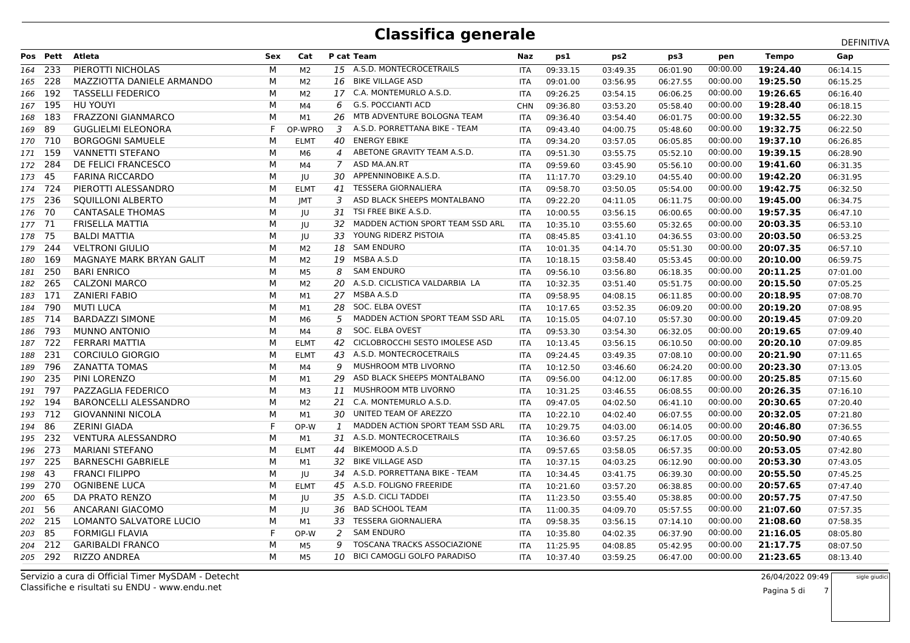# Classifica generale

DEFINITIVA

| Pos | Pett | Atleta | Sex | Cat | P cat | Team | Naz | ps1 | ps2 | ps3 | pen | Tempo | Gap |
|---|---|---|---|---|---|---|---|---|---|---|---|---|---|
| 164 | 233 | PIEROTTI NICHOLAS | M | M2 | 15 | A.S.D. MONTECROCETRAILS | ITA | 09:33.15 | 03:49.35 | 06:01.90 | 00:00.00 | **19:24.40** | 06:14.15 |
| 165 | 228 | MAZZIOTTA DANIELE ARMANDO | M | M2 | 16 | BIKE VILLAGE ASD | ITA | 09:01.00 | 03:56.95 | 06:27.55 | 00:00.00 | **19:25.50** | 06:15.25 |
| 166 | 192 | TASSELLI FEDERICO | M | M2 | 17 | C.A. MONTEMURLO A.S.D. | ITA | 09:26.25 | 03:54.15 | 06:06.25 | 00:00.00 | **19:26.65** | 06:16.40 |
| 167 | 195 | HU YOUYI | M | M4 | 6 | G.S. POCCIANTI ACD | CHN | 09:36.80 | 03:53.20 | 05:58.40 | 00:00.00 | **19:28.40** | 06:18.15 |
| 168 | 183 | FRAZZONI GIANMARCO | M | M1 | 26 | MTB ADVENTURE BOLOGNA TEAM | ITA | 09:36.40 | 03:54.40 | 06:01.75 | 00:00.00 | **19:32.55** | 06:22.30 |
| 169 | 89 | GUGLIELMI ELEONORA | F | OP-WPRO | 3 | A.S.D. PORRETTANA BIKE - TEAM | ITA | 09:43.40 | 04:00.75 | 05:48.60 | 00:00.00 | **19:32.75** | 06:22.50 |
| 170 | 710 | BORGOGNI SAMUELE | M | ELMT | 40 | ENERGY EBIKE | ITA | 09:34.20 | 03:57.05 | 06:05.85 | 00:00.00 | **19:37.10** | 06:26.85 |
| 171 | 159 | VANNETTI STEFANO | M | M6 | 4 | ABETONE GRAVITY TEAM A.S.D. | ITA | 09:51.30 | 03:55.75 | 05:52.10 | 00:00.00 | **19:39.15** | 06:28.90 |
| 172 | 284 | DE FELICI FRANCESCO | M | M4 | 7 | ASD MA.AN.RT | ITA | 09:59.60 | 03:45.90 | 05:56.10 | 00:00.00 | **19:41.60** | 06:31.35 |
| 173 | 45 | FARINA RICCARDO | M | JU | 30 | APPENNINOBIKE A.S.D. | ITA | 11:17.70 | 03:29.10 | 04:55.40 | 00:00.00 | **19:42.20** | 06:31.95 |
| 174 | 724 | PIEROTTI ALESSANDRO | M | ELMT | 41 | TESSERA GIORNALIERA | ITA | 09:58.70 | 03:50.05 | 05:54.00 | 00:00.00 | **19:42.75** | 06:32.50 |
| 175 | 236 | SQUILLONI ALBERTO | M | JMT | 3 | ASD BLACK SHEEPS MONTALBANO | ITA | 09:22.20 | 04:11.05 | 06:11.75 | 00:00.00 | **19:45.00** | 06:34.75 |
| 176 | 70 | CANTASALE THOMAS | M | JU | 31 | TSI FREE BIKE A.S.D. | ITA | 10:00.55 | 03:56.15 | 06:00.65 | 00:00.00 | **19:57.35** | 06:47.10 |
| 177 | 71 | FRISELLA MATTIA | M | JU | 32 | MADDEN ACTION SPORT TEAM SSD ARL | ITA | 10:35.10 | 03:55.60 | 05:32.65 | 00:00.00 | **20:03.35** | 06:53.10 |
| 178 | 75 | BALDI MATTIA | M | JU | 33 | YOUNG RIDERZ PISTOIA | ITA | 08:45.85 | 03:41.10 | 04:36.55 | 03:00.00 | **20:03.50** | 06:53.25 |
| 179 | 244 | VELTRONI GIULIO | M | M2 | 18 | SAM ENDURO | ITA | 10:01.35 | 04:14.70 | 05:51.30 | 00:00.00 | **20:07.35** | 06:57.10 |
| 180 | 169 | MAGNAYE MARK BRYAN GALIT | M | M2 | 19 | MSBA A.S.D | ITA | 10:18.15 | 03:58.40 | 05:53.45 | 00:00.00 | **20:10.00** | 06:59.75 |
| 181 | 250 | BARI ENRICO | M | M5 | 8 | SAM ENDURO | ITA | 09:56.10 | 03:56.80 | 06:18.35 | 00:00.00 | **20:11.25** | 07:01.00 |
| 182 | 265 | CALZONI MARCO | M | M2 | 20 | A.S.D. CICLISTICA VALDARBIA LA | ITA | 10:32.35 | 03:51.40 | 05:51.75 | 00:00.00 | **20:15.50** | 07:05.25 |
| 183 | 171 | ZANIERI FABIO | M | M1 | 27 | MSBA A.S.D | ITA | 09:58.95 | 04:08.15 | 06:11.85 | 00:00.00 | **20:18.95** | 07:08.70 |
| 184 | 790 | MUTI LUCA | M | M1 | 28 | SOC. ELBA OVEST | ITA | 10:17.65 | 03:52.35 | 06:09.20 | 00:00.00 | **20:19.20** | 07:08.95 |
| 185 | 714 | BARDAZZI SIMONE | M | M6 | 5 | MADDEN ACTION SPORT TEAM SSD ARL | ITA | 10:15.05 | 04:07.10 | 05:57.30 | 00:00.00 | **20:19.45** | 07:09.20 |
| 186 | 793 | MUNNO ANTONIO | M | M4 | 8 | SOC. ELBA OVEST | ITA | 09:53.30 | 03:54.30 | 06:32.05 | 00:00.00 | **20:19.65** | 07:09.40 |
| 187 | 722 | FERRARI MATTIA | M | ELMT | 42 | CICLOBROCCHI SESTO IMOLESE ASD | ITA | 10:13.45 | 03:56.15 | 06:10.50 | 00:00.00 | **20:20.10** | 07:09.85 |
| 188 | 231 | CORCIULO GIORGIO | M | ELMT | 43 | A.S.D. MONTECROCETRAILS | ITA | 09:24.45 | 03:49.35 | 07:08.10 | 00:00.00 | **20:21.90** | 07:11.65 |
| 189 | 796 | ZANATTA TOMAS | M | M4 | 9 | MUSHROOM MTB LIVORNO | ITA | 10:12.50 | 03:46.60 | 06:24.20 | 00:00.00 | **20:23.30** | 07:13.05 |
| 190 | 235 | PINI LORENZO | M | M1 | 29 | ASD BLACK SHEEPS MONTALBANO | ITA | 09:56.00 | 04:12.00 | 06:17.85 | 00:00.00 | **20:25.85** | 07:15.60 |
| 191 | 797 | PAZZAGLIA FEDERICO | M | M3 | 11 | MUSHROOM MTB LIVORNO | ITA | 10:31.25 | 03:46.55 | 06:08.55 | 00:00.00 | **20:26.35** | 07:16.10 |
| 192 | 194 | BARONCELLI ALESSANDRO | M | M2 | 21 | C.A. MONTEMURLO A.S.D. | ITA | 09:47.05 | 04:02.50 | 06:41.10 | 00:00.00 | **20:30.65** | 07:20.40 |
| 193 | 712 | GIOVANNINI NICOLA | M | M1 | 30 | UNITED TEAM OF AREZZO | ITA | 10:22.10 | 04:02.40 | 06:07.55 | 00:00.00 | **20:32.05** | 07:21.80 |
| 194 | 86 | ZERINI GIADA | F | OP-W | 1 | MADDEN ACTION SPORT TEAM SSD ARL | ITA | 10:29.75 | 04:03.00 | 06:14.05 | 00:00.00 | **20:46.80** | 07:36.55 |
| 195 | 232 | VENTURA ALESSANDRO | M | M1 | 31 | A.S.D. MONTECROCETRAILS | ITA | 10:36.60 | 03:57.25 | 06:17.05 | 00:00.00 | **20:50.90** | 07:40.65 |
| 196 | 273 | MARIANI STEFANO | M | ELMT | 44 | BIKEMOOD A.S.D | ITA | 09:57.65 | 03:58.05 | 06:57.35 | 00:00.00 | **20:53.05** | 07:42.80 |
| 197 | 225 | BARNESCHI GABRIELE | M | M1 | 32 | BIKE VILLAGE ASD | ITA | 10:37.15 | 04:03.25 | 06:12.90 | 00:00.00 | **20:53.30** | 07:43.05 |
| 198 | 43 | FRANCI FILIPPO | M | JU | 34 | A.S.D. PORRETTANA BIKE - TEAM | ITA | 10:34.45 | 03:41.75 | 06:39.30 | 00:00.00 | **20:55.50** | 07:45.25 |
| 199 | 270 | OGNIBENE LUCA | M | ELMT | 45 | A.S.D. FOLIGNO FREERIDE | ITA | 10:21.60 | 03:57.20 | 06:38.85 | 00:00.00 | **20:57.65** | 07:47.40 |
| 200 | 65 | DA PRATO RENZO | M | JU | 35 | A.S.D. CICLI TADDEI | ITA | 11:23.50 | 03:55.40 | 05:38.85 | 00:00.00 | **20:57.75** | 07:47.50 |
| 201 | 56 | ANCARANI GIACOMO | M | JU | 36 | BAD SCHOOL TEAM | ITA | 11:00.35 | 04:09.70 | 05:57.55 | 00:00.00 | **21:07.60** | 07:57.35 |
| 202 | 215 | LOMANTO SALVATORE LUCIO | M | M1 | 33 | TESSERA GIORNALIERA | ITA | 09:58.35 | 03:56.15 | 07:14.10 | 00:00.00 | **21:08.60** | 07:58.35 |
| 203 | 85 | FORMIGLI FLAVIA | F | OP-W | 2 | SAM ENDURO | ITA | 10:35.80 | 04:02.35 | 06:37.90 | 00:00.00 | **21:16.05** | 08:05.80 |
| 204 | 212 | GARIBALDI FRANCO | M | M5 | 9 | TOSCANA TRACKS ASSOCIAZIONE | ITA | 11:25.95 | 04:08.85 | 05:42.95 | 00:00.00 | **21:17.75** | 08:07.50 |
| 205 | 292 | RIZZO ANDREA | M | M5 | 10 | BICI CAMOGLI GOLFO PARADISO | ITA | 10:37.40 | 03:59.25 | 06:47.00 | 00:00.00 | **21:23.65** | 08:13.40 |

Servizio a cura di Official Timer MySDAM - Detecht
Classifiche e risultati su ENDU - www.endu.net

26/04/2022 09:49

sigle giudici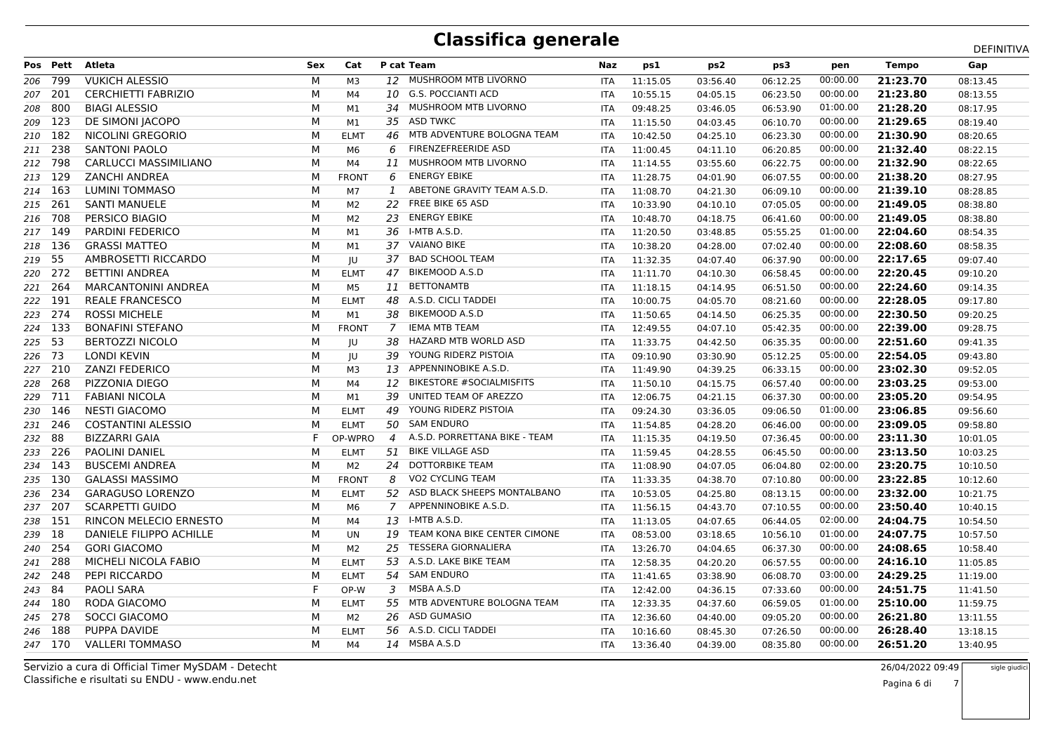# Classifica generale

DEFINITIVA

| Pos | Pett | Atleta | Sex | Cat | P cat | Team | Naz | ps1 | ps2 | ps3 | pen | Tempo | Gap |
|---|---|---|---|---|---|---|---|---|---|---|---|---|---|
| 206 | 799 | VUKICH ALESSIO | M | M3 | 12 | MUSHROOM MTB LIVORNO | ITA | 11:15.05 | 03:56.40 | 06:12.25 | 00:00.00 | **21:23.70** | 08:13.45 |
| 207 | 201 | CERCHIETTI FABRIZIO | M | M4 | 10 | G.S. POCCIANTI ACD | ITA | 10:55.15 | 04:05.15 | 06:23.50 | 00:00.00 | **21:23.80** | 08:13.55 |
| 208 | 800 | BIAGI ALESSIO | M | M1 | 34 | MUSHROOM MTB LIVORNO | ITA | 09:48.25 | 03:46.05 | 06:53.90 | 01:00.00 | **21:28.20** | 08:17.95 |
| 209 | 123 | DE SIMONI JACOPO | M | M1 | 35 | ASD TWKC | ITA | 11:15.50 | 04:03.45 | 06:10.70 | 00:00.00 | **21:29.65** | 08:19.40 |
| 210 | 182 | NICOLINI GREGORIO | M | ELMT | 46 | MTB ADVENTURE BOLOGNA TEAM | ITA | 10:42.50 | 04:25.10 | 06:23.30 | 00:00.00 | **21:30.90** | 08:20.65 |
| 211 | 238 | SANTONI PAOLO | M | M6 | 6 | FIRENZEFREERIDE ASD | ITA | 11:00.45 | 04:11.10 | 06:20.85 | 00:00.00 | **21:32.40** | 08:22.15 |
| 212 | 798 | CARLUCCI MASSIMILIANO | M | M4 | 11 | MUSHROOM MTB LIVORNO | ITA | 11:14.55 | 03:55.60 | 06:22.75 | 00:00.00 | **21:32.90** | 08:22.65 |
| 213 | 129 | ZANCHI ANDREA | M | FRONT | 6 | ENERGY EBIKE | ITA | 11:28.75 | 04:01.90 | 06:07.55 | 00:00.00 | **21:38.20** | 08:27.95 |
| 214 | 163 | LUMINI TOMMASO | M | M7 | 1 | ABETONE GRAVITY TEAM A.S.D. | ITA | 11:08.70 | 04:21.30 | 06:09.10 | 00:00.00 | **21:39.10** | 08:28.85 |
| 215 | 261 | SANTI MANUELE | M | M2 | 22 | FREE BIKE 65 ASD | ITA | 10:33.90 | 04:10.10 | 07:05.05 | 00:00.00 | **21:49.05** | 08:38.80 |
| 216 | 708 | PERSICO BIAGIO | M | M2 | 23 | ENERGY EBIKE | ITA | 10:48.70 | 04:18.75 | 06:41.60 | 00:00.00 | **21:49.05** | 08:38.80 |
| 217 | 149 | PARDINI FEDERICO | M | M1 | 36 | I-MTB A.S.D. | ITA | 11:20.50 | 03:48.85 | 05:55.25 | 01:00.00 | **22:04.60** | 08:54.35 |
| 218 | 136 | GRASSI MATTEO | M | M1 | 37 | VAIANO BIKE | ITA | 10:38.20 | 04:28.00 | 07:02.40 | 00:00.00 | **22:08.60** | 08:58.35 |
| 219 | 55 | AMBROSETTI RICCARDO | M | JU | 37 | BAD SCHOOL TEAM | ITA | 11:32.35 | 04:07.40 | 06:37.90 | 00:00.00 | **22:17.65** | 09:07.40 |
| 220 | 272 | BETTINI ANDREA | M | ELMT | 47 | BIKEMOOD A.S.D | ITA | 11:11.70 | 04:10.30 | 06:58.45 | 00:00.00 | **22:20.45** | 09:10.20 |
| 221 | 264 | MARCANTONINI ANDREA | M | M5 | 11 | BETTONAMTB | ITA | 11:18.15 | 04:14.95 | 06:51.50 | 00:00.00 | **22:24.60** | 09:14.35 |
| 222 | 191 | REALE FRANCESCO | M | ELMT | 48 | A.S.D. CICLI TADDEI | ITA | 10:00.75 | 04:05.70 | 08:21.60 | 00:00.00 | **22:28.05** | 09:17.80 |
| 223 | 274 | ROSSI MICHELE | M | M1 | 38 | BIKEMOOD A.S.D | ITA | 11:50.65 | 04:14.50 | 06:25.35 | 00:00.00 | **22:30.50** | 09:20.25 |
| 224 | 133 | BONAFINI STEFANO | M | FRONT | 7 | IEMA MTB TEAM | ITA | 12:49.55 | 04:07.10 | 05:42.35 | 00:00.00 | **22:39.00** | 09:28.75 |
| 225 | 53 | BERTOZZI NICOLO | M | JU | 38 | HAZARD MTB WORLD ASD | ITA | 11:33.75 | 04:42.50 | 06:35.35 | 00:00.00 | **22:51.60** | 09:41.35 |
| 226 | 73 | LONDI KEVIN | M | JU | 39 | YOUNG RIDERZ PISTOIA | ITA | 09:10.90 | 03:30.90 | 05:12.25 | 05:00.00 | **22:54.05** | 09:43.80 |
| 227 | 210 | ZANZI FEDERICO | M | M3 | 13 | APPENNINOBIKE A.S.D. | ITA | 11:49.90 | 04:39.25 | 06:33.15 | 00:00.00 | **23:02.30** | 09:52.05 |
| 228 | 268 | PIZZONIA DIEGO | M | M4 | 12 | BIKESTORE #SOCIALMISFITS | ITA | 11:50.10 | 04:15.75 | 06:57.40 | 00:00.00 | **23:03.25** | 09:53.00 |
| 229 | 711 | FABIANI NICOLA | M | M1 | 39 | UNITED TEAM OF AREZZO | ITA | 12:06.75 | 04:21.15 | 06:37.30 | 00:00.00 | **23:05.20** | 09:54.95 |
| 230 | 146 | NESTI GIACOMO | M | ELMT | 49 | YOUNG RIDERZ PISTOIA | ITA | 09:24.30 | 03:36.05 | 09:06.50 | 01:00.00 | **23:06.85** | 09:56.60 |
| 231 | 246 | COSTANTINI ALESSIO | M | ELMT | 50 | SAM ENDURO | ITA | 11:54.85 | 04:28.20 | 06:46.00 | 00:00.00 | **23:09.05** | 09:58.80 |
| 232 | 88 | BIZZARRI GAIA | F | OP-WPRO | 4 | A.S.D. PORRETTANA BIKE - TEAM | ITA | 11:15.35 | 04:19.50 | 07:36.45 | 00:00.00 | **23:11.30** | 10:01.05 |
| 233 | 226 | PAOLINI DANIEL | M | ELMT | 51 | BIKE VILLAGE ASD | ITA | 11:59.45 | 04:28.55 | 06:45.50 | 00:00.00 | **23:13.50** | 10:03.25 |
| 234 | 143 | BUSCEMI ANDREA | M | M2 | 24 | DOTTORBIKE TEAM | ITA | 11:08.90 | 04:07.05 | 06:04.80 | 02:00.00 | **23:20.75** | 10:10.50 |
| 235 | 130 | GALASSI MASSIMO | M | FRONT | 8 | VO2 CYCLING TEAM | ITA | 11:33.35 | 04:38.70 | 07:10.80 | 00:00.00 | **23:22.85** | 10:12.60 |
| 236 | 234 | GARAGUSO LORENZO | M | ELMT | 52 | ASD BLACK SHEEPS MONTALBANO | ITA | 10:53.05 | 04:25.80 | 08:13.15 | 00:00.00 | **23:32.00** | 10:21.75 |
| 237 | 207 | SCARPETTI GUIDO | M | M6 | 7 | APPENNINOBIKE A.S.D. | ITA | 11:56.15 | 04:43.70 | 07:10.55 | 00:00.00 | **23:50.40** | 10:40.15 |
| 238 | 151 | RINCON MELECIO ERNESTO | M | M4 | 13 | I-MTB A.S.D. | ITA | 11:13.05 | 04:07.65 | 06:44.05 | 02:00.00 | **24:04.75** | 10:54.50 |
| 239 | 18 | DANIELE FILIPPO ACHILLE | M | UN | 19 | TEAM KONA BIKE CENTER CIMONE | ITA | 08:53.00 | 03:18.65 | 10:56.10 | 01:00.00 | **24:07.75** | 10:57.50 |
| 240 | 254 | GORI GIACOMO | M | M2 | 25 | TESSERA GIORNALIERA | ITA | 13:26.70 | 04:04.65 | 06:37.30 | 00:00.00 | **24:08.65** | 10:58.40 |
| 241 | 288 | MICHELI NICOLA FABIO | M | ELMT | 53 | A.S.D. LAKE BIKE TEAM | ITA | 12:58.35 | 04:20.20 | 06:57.55 | 00:00.00 | **24:16.10** | 11:05.85 |
| 242 | 248 | PEPI RICCARDO | M | ELMT | 54 | SAM ENDURO | ITA | 11:41.65 | 03:38.90 | 06:08.70 | 03:00.00 | **24:29.25** | 11:19.00 |
| 243 | 84 | PAOLI SARA | F | OP-W | 3 | MSBA A.S.D | ITA | 12:42.00 | 04:36.15 | 07:33.60 | 00:00.00 | **24:51.75** | 11:41.50 |
| 244 | 180 | RODA GIACOMO | M | ELMT | 55 | MTB ADVENTURE BOLOGNA TEAM | ITA | 12:33.35 | 04:37.60 | 06:59.05 | 01:00.00 | **25:10.00** | 11:59.75 |
| 245 | 278 | SOCCI GIACOMO | M | M2 | 26 | ASD GUMASIO | ITA | 12:36.60 | 04:40.00 | 09:05.20 | 00:00.00 | **26:21.80** | 13:11.55 |
| 246 | 188 | PUPPA DAVIDE | M | ELMT | 56 | A.S.D. CICLI TADDEI | ITA | 10:16.60 | 08:45.30 | 07:26.50 | 00:00.00 | **26:28.40** | 13:18.15 |
| 247 | 170 | VALLERI TOMMASO | M | M4 | 14 | MSBA A.S.D | ITA | 13:36.40 | 04:39.00 | 08:35.80 | 00:00.00 | **26:51.20** | 13:40.95 |

Servizio a cura di Official Timer MySDAM - Detecht
Classifiche e risultati su ENDU - www.endu.net

26/04/2022 09:49

sigle giudici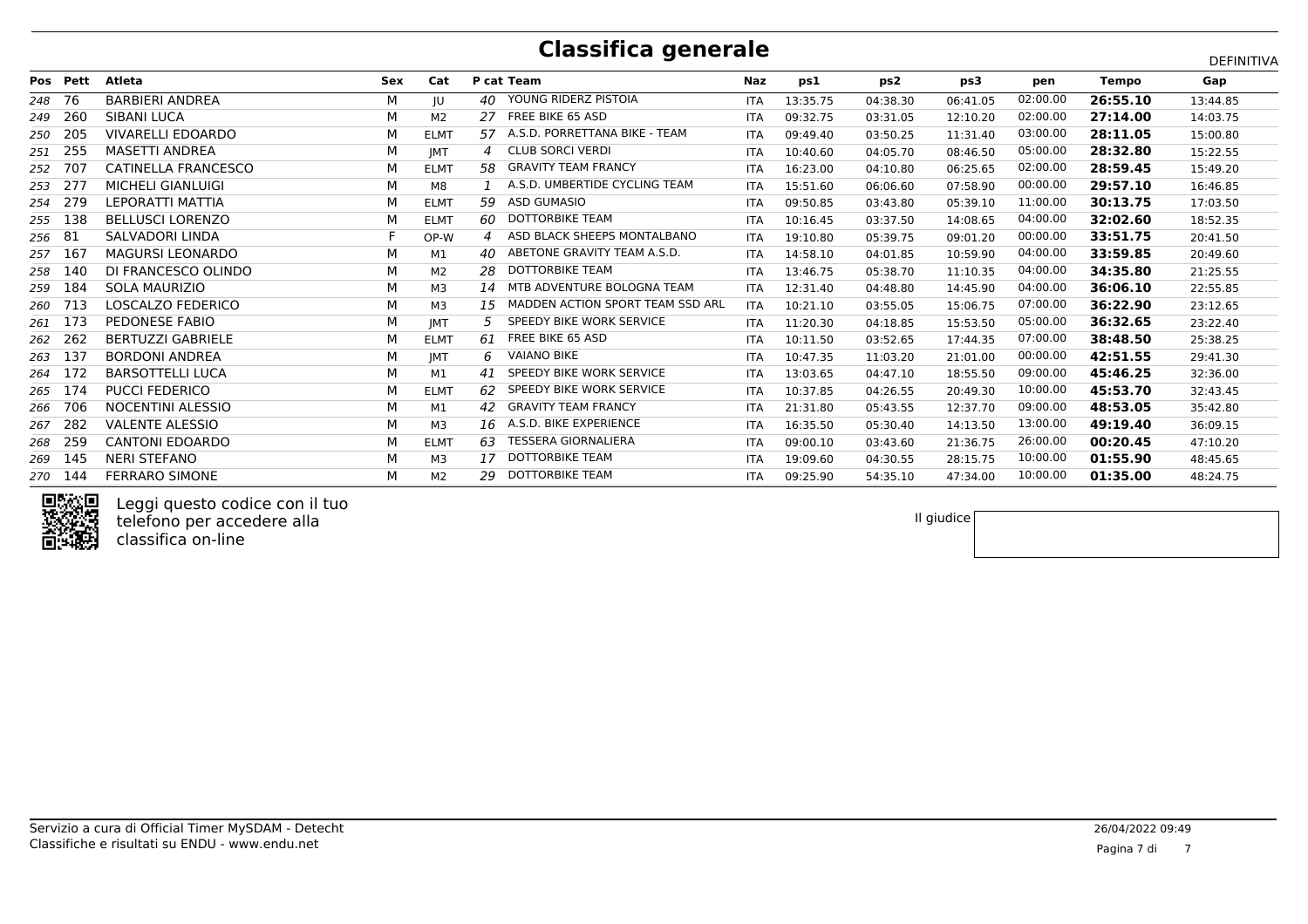# Classifica generale

DEFINITIVA

| Pos | Pett | Atleta | Sex | Cat | P cat | Team | Naz | ps1 | ps2 | ps3 | pen | Tempo | Gap |
|---|---|---|---|---|---|---|---|---|---|---|---|---|---|
| 248 | 76 | BARBIERI ANDREA | M | JU | 40 | YOUNG RIDERZ PISTOIA | ITA | 13:35.75 | 04:38.30 | 06:41.05 | 02:00.00 | **26:55.10** | 13:44.85 |
| 249 | 260 | SIBANI LUCA | M | M2 | 27 | FREE BIKE 65 ASD | ITA | 09:32.75 | 03:31.05 | 12:10.20 | 02:00.00 | **27:14.00** | 14:03.75 |
| 250 | 205 | VIVARELLI EDOARDO | M | ELMT | 57 | A.S.D. PORRETTANA BIKE - TEAM | ITA | 09:49.40 | 03:50.25 | 11:31.40 | 03:00.00 | **28:11.05** | 15:00.80 |
| 251 | 255 | MASETTI ANDREA | M | JMT | 4 | CLUB SORCI VERDI | ITA | 10:40.60 | 04:05.70 | 08:46.50 | 05:00.00 | **28:32.80** | 15:22.55 |
| 252 | 707 | CATINELLA FRANCESCO | M | ELMT | 58 | GRAVITY TEAM FRANCY | ITA | 16:23.00 | 04:10.80 | 06:25.65 | 02:00.00 | **28:59.45** | 15:49.20 |
| 253 | 277 | MICHELI GIANLUIGI | M | M8 | 1 | A.S.D. UMBERTIDE CYCLING TEAM | ITA | 15:51.60 | 06:06.60 | 07:58.90 | 00:00.00 | **29:57.10** | 16:46.85 |
| 254 | 279 | LEPORATTI MATTIA | M | ELMT | 59 | ASD GUMASIO | ITA | 09:50.85 | 03:43.80 | 05:39.10 | 11:00.00 | **30:13.75** | 17:03.50 |
| 255 | 138 | BELLUSCI LORENZO | M | ELMT | 60 | DOTTORBIKE TEAM | ITA | 10:16.45 | 03:37.50 | 14:08.65 | 04:00.00 | **32:02.60** | 18:52.35 |
| 256 | 81 | SALVADORI LINDA | F | OP-W | 4 | ASD BLACK SHEEPS MONTALBANO | ITA | 19:10.80 | 05:39.75 | 09:01.20 | 00:00.00 | **33:51.75** | 20:41.50 |
| 257 | 167 | MAGURSI LEONARDO | M | M1 | 40 | ABETONE GRAVITY TEAM A.S.D. | ITA | 14:58.10 | 04:01.85 | 10:59.90 | 04:00.00 | **33:59.85** | 20:49.60 |
| 258 | 140 | DI FRANCESCO OLINDO | M | M2 | 28 | DOTTORBIKE TEAM | ITA | 13:46.75 | 05:38.70 | 11:10.35 | 04:00.00 | **34:35.80** | 21:25.55 |
| 259 | 184 | SOLA MAURIZIO | M | M3 | 14 | MTB ADVENTURE BOLOGNA TEAM | ITA | 12:31.40 | 04:48.80 | 14:45.90 | 04:00.00 | **36:06.10** | 22:55.85 |
| 260 | 713 | LOSCALZO FEDERICO | M | M3 | 15 | MADDEN ACTION SPORT TEAM SSD ARL | ITA | 10:21.10 | 03:55.05 | 15:06.75 | 07:00.00 | **36:22.90** | 23:12.65 |
| 261 | 173 | PEDONESE FABIO | M | JMT | 5 | SPEEDY BIKE WORK SERVICE | ITA | 11:20.30 | 04:18.85 | 15:53.50 | 05:00.00 | **36:32.65** | 23:22.40 |
| 262 | 262 | BERTUZZI GABRIELE | M | ELMT | 61 | FREE BIKE 65 ASD | ITA | 10:11.50 | 03:52.65 | 17:44.35 | 07:00.00 | **38:48.50** | 25:38.25 |
| 263 | 137 | BORDONI ANDREA | M | JMT | 6 | VAIANO BIKE | ITA | 10:47.35 | 11:03.20 | 21:01.00 | 00:00.00 | **42:51.55** | 29:41.30 |
| 264 | 172 | BARSOTTELLI LUCA | M | M1 | 41 | SPEEDY BIKE WORK SERVICE | ITA | 13:03.65 | 04:47.10 | 18:55.50 | 09:00.00 | **45:46.25** | 32:36.00 |
| 265 | 174 | PUCCI FEDERICO | M | ELMT | 62 | SPEEDY BIKE WORK SERVICE | ITA | 10:37.85 | 04:26.55 | 20:49.30 | 10:00.00 | **45:53.70** | 32:43.45 |
| 266 | 706 | NOCENTINI ALESSIO | M | M1 | 42 | GRAVITY TEAM FRANCY | ITA | 21:31.80 | 05:43.55 | 12:37.70 | 09:00.00 | **48:53.05** | 35:42.80 |
| 267 | 282 | VALENTE ALESSIO | M | M3 | 16 | A.S.D. BIKE EXPERIENCE | ITA | 16:35.50 | 05:30.40 | 14:13.50 | 13:00.00 | **49:19.40** | 36:09.15 |
| 268 | 259 | CANTONI EDOARDO | M | ELMT | 63 | TESSERA GIORNALIERA | ITA | 09:00.10 | 03:43.60 | 21:36.75 | 26:00.00 | **00:20.45** | 47:10.20 |
| 269 | 145 | NERI STEFANO | M | M3 | 17 | DOTTORBIKE TEAM | ITA | 19:09.60 | 04:30.55 | 28:15.75 | 10:00.00 | **01:55.90** | 48:45.65 |
| 270 | 144 | FERRARO SIMONE | M | M2 | 29 | DOTTORBIKE TEAM | ITA | 09:25.90 | 54:35.10 | 47:34.00 | 10:00.00 | **01:35.00** | 48:24.75 |

Leggi questo codice con il tuo telefono per accedere alla classifica on-line

Il giudice

Servizio a cura di Official Timer MySDAM - Detecht
Classifiche e risultati su ENDU - www.endu.net

26/04/2022 09:49